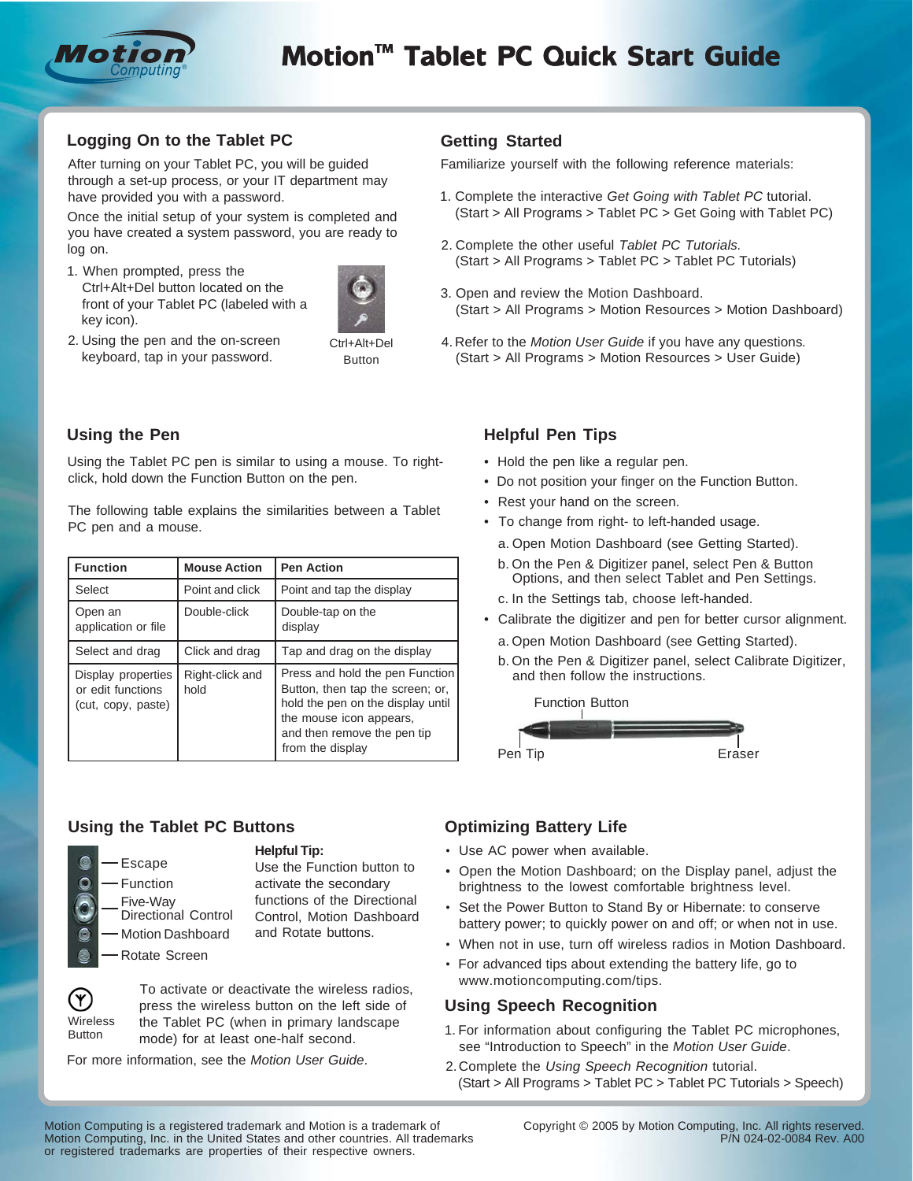# Motion™ Tablet PC Quick Start Guide

## Logging On to the Tablet PC

After turning on your Tablet PC, you will be guided through a set-up process, or your IT department may have provided you with a password.

Once the initial setup of your system is completed and you have created a system password, you are ready to log on.

1. When prompted, press the Ctrl+Alt+Del button located on the front of your Tablet PC (labeled with a key icon).
2. Using the pen and the on-screen keyboard, tap in your password.

Ctrl+Alt+Del Button

## Getting Started

Familiarize yourself with the following reference materials:

1. Complete the interactive *Get Going with Tablet PC* tutorial. (Start > All Programs > Tablet PC > Get Going with Tablet PC)
2. Complete the other useful *Tablet PC Tutorials.* (Start > All Programs > Tablet PC > Tablet PC Tutorials)
3. Open and review the Motion Dashboard. (Start > All Programs > Motion Resources > Motion Dashboard)
4. Refer to the *Motion User Guide* if you have any questions. (Start > All Programs > Motion Resources > User Guide)

## Using the Pen

Using the Tablet PC pen is similar to using a mouse. To right-click, hold down the Function Button on the pen.

The following table explains the similarities between a Tablet PC pen and a mouse.

| Function | Mouse Action | Pen Action |
|---|---|---|
| Select | Point and click | Point and tap the display |
| Open an application or file | Double-click | Double-tap on the display |
| Select and drag | Click and drag | Tap and drag on the display |
| Display properties or edit functions (cut, copy, paste) | Right-click and hold | Press and hold the pen Function Button, then tap the screen; or, hold the pen on the display until the mouse icon appears, and then remove the pen tip from the display |

## Helpful Pen Tips

- Hold the pen like a regular pen.
- Do not position your finger on the Function Button.
- Rest your hand on the screen.
- To change from right- to left-handed usage.
  - a. Open Motion Dashboard (see Getting Started).
  - b. On the Pen & Digitizer panel, select Pen & Button Options, and then select Tablet and Pen Settings.
  - c. In the Settings tab, choose left-handed.
- Calibrate the digitizer and pen for better cursor alignment.
  - a. Open Motion Dashboard (see Getting Started).
  - b. On the Pen & Digitizer panel, select Calibrate Digitizer, and then follow the instructions.

Function Button

Pen Tip — Eraser

## Using the Tablet PC Buttons

- Escape
- Function
- Five-Way Directional Control
- Motion Dashboard
- Rotate Screen

**Helpful Tip:**
Use the Function button to activate the secondary functions of the Directional Control, Motion Dashboard and Rotate buttons.

Wireless Button

To activate or deactivate the wireless radios, press the wireless button on the left side of the Tablet PC (when in primary landscape mode) for at least one-half second.

For more information, see the *Motion User Guide*.

## Optimizing Battery Life

- Use AC power when available.
- Open the Motion Dashboard; on the Display panel, adjust the brightness to the lowest comfortable brightness level.
- Set the Power Button to Stand By or Hibernate: to conserve battery power; to quickly power on and off; or when not in use.
- When not in use, turn off wireless radios in Motion Dashboard.
- For advanced tips about extending the battery life, go to www.motioncomputing.com/tips.

## Using Speech Recognition

1. For information about configuring the Tablet PC microphones, see "Introduction to Speech" in the *Motion User Guide*.
2. Complete the *Using Speech Recognition* tutorial. (Start > All Programs > Tablet PC > Tablet PC Tutorials > Speech)

Motion Computing is a registered trademark and Motion is a trademark of Motion Computing, Inc. in the United States and other countries. All trademarks or registered trademarks are properties of their respective owners.

Copyright © 2005 by Motion Computing, Inc. All rights reserved.
P/N 024-02-0084 Rev. A00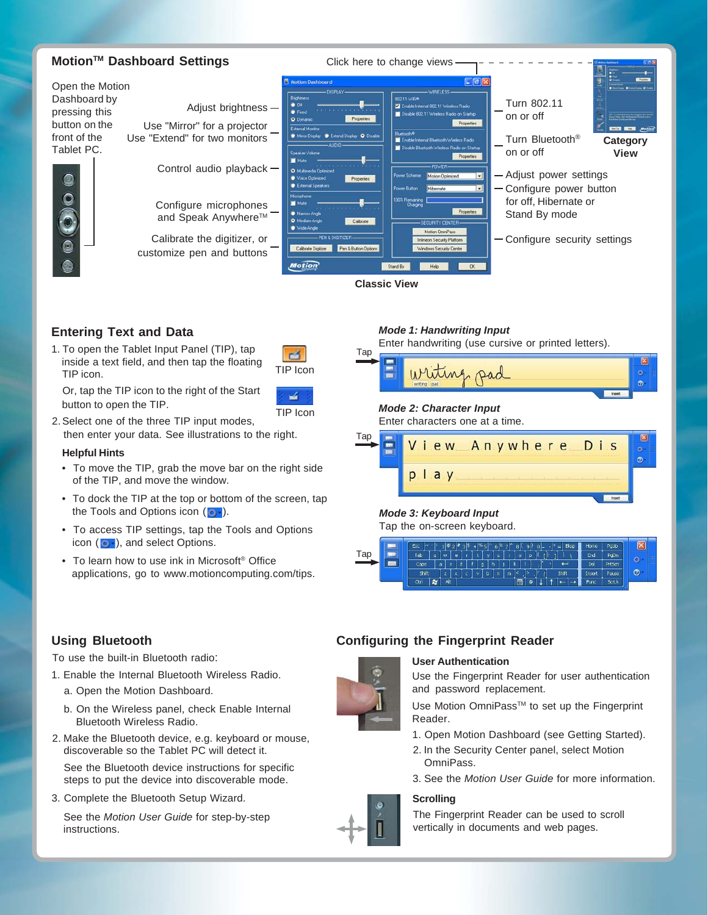## Motion™ Dashboard Settings

Open the Motion Dashboard by pressing this button on the front of the Tablet PC.

Adjust brightness

Use "Mirror" for a projector
Use "Extend" for two monitors

Control audio playback

Configure microphones and Speak Anywhere™

Calibrate the digitizer, or customize pen and buttons

Click here to change views

Turn 802.11 on or off

Turn Bluetooth® on or off

Adjust power settings

Configure power button for off, Hibernate or Stand By mode

Configure security settings

Category View

Classic View

## Entering Text and Data

1. To open the Tablet Input Panel (TIP), tap inside a text field, and then tap the floating TIP icon.

   Or, tap the TIP icon to the right of the Start button to open the TIP.

2. Select one of the three TIP input modes, then enter your data. See illustrations to the right.

TIP Icon

TIP Icon

### Helpful Hints

- To move the TIP, grab the move bar on the right side of the TIP, and move the window.
- To dock the TIP at the top or bottom of the screen, tap the Tools and Options icon ( ).
- To access TIP settings, tap the Tools and Options icon ( ), and select Options.
- To learn how to use ink in Microsoft® Office applications, go to www.motioncomputing.com/tips.

***Mode 1: Handwriting Input***
Enter handwriting (use cursive or printed letters).

Tap

***Mode 2: Character Input***
Enter characters one at a time.

Tap

***Mode 3: Keyboard Input***
Tap the on-screen keyboard.

Tap

## Using Bluetooth

To use the built-in Bluetooth radio:

1. Enable the Internal Bluetooth Wireless Radio.
   a. Open the Motion Dashboard.
   b. On the Wireless panel, check Enable Internal Bluetooth Wireless Radio.
2. Make the Bluetooth device, e.g. keyboard or mouse, discoverable so the Tablet PC will detect it.

   See the Bluetooth device instructions for specific steps to put the device into discoverable mode.
3. Complete the Bluetooth Setup Wizard.

   See the *Motion User Guide* for step-by-step instructions.

## Configuring the Fingerprint Reader

### User Authentication

Use the Fingerprint Reader for user authentication and password replacement.

Use Motion OmniPass™ to set up the Fingerprint Reader.

1. Open Motion Dashboard (see Getting Started).
2. In the Security Center panel, select Motion OmniPass.
3. See the *Motion User Guide* for more information.

### Scrolling

The Fingerprint Reader can be used to scroll vertically in documents and web pages.